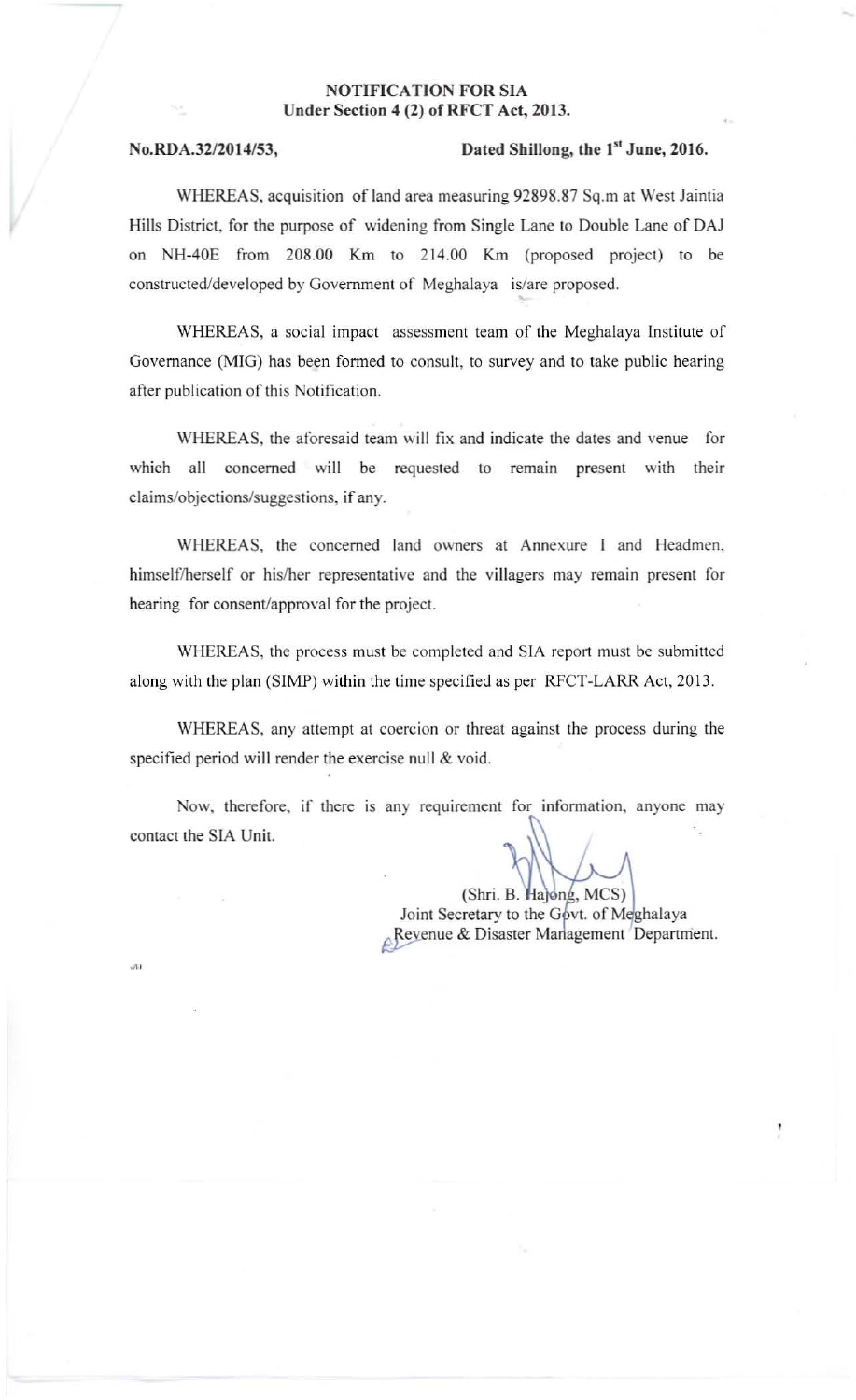**NOTIFICATION FOR SIA**
**Under Section 4 (2) of RFCT Act, 2013.**

**No.RDA.32/2014/53,** **Dated Shillong, the 1st June, 2016.**

WHEREAS, acquisition of land area measuring 92898.87 Sq.m at West Jaintia Hills District, for the purpose of widening from Single Lane to Double Lane of DAJ on NH-40E from 208.00 Km to 214.00 Km (proposed project) to be constructed/developed by Government of Meghalaya is/are proposed.

WHEREAS, a social impact assessment team of the Meghalaya Institute of Governance (MIG) has been formed to consult, to survey and to take public hearing after publication of this Notification.

WHEREAS, the aforesaid team will fix and indicate the dates and venue for which all concerned will be requested to remain present with their claims/objections/suggestions, if any.

WHEREAS, the concerned land owners at Annexure I and Headmen, himself/herself or his/her representative and the villagers may remain present for hearing for consent/approval for the project.

WHEREAS, the process must be completed and SIA report must be submitted along with the plan (SIMP) within the time specified as per RFCT-LARR Act, 2013.

WHEREAS, any attempt at coercion or threat against the process during the specified period will render the exercise null & void.

Now, therefore, if there is any requirement for information, anyone may contact the SIA Unit.

(Shri. B. Hajong, MCS)
Joint Secretary to the Govt. of Meghalaya
Revenue & Disaster Management Department.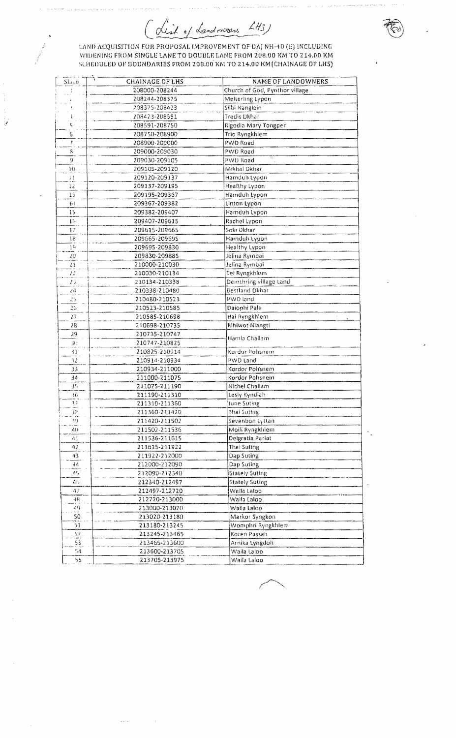( List of Landowners LHS)

LAND ACQUISITION FOR PROPOSAL IMPROVEMENT OF DAJ NH-40 (E) INCLUDING WIDENING FROM SINGLE LANE TO DOUBLE LANE FROM 208.00 KM TO 214.00 KM SCHEDULED OF BOUNDARIES FROM 208.00 KM TO 214.00 KM(CHAINAGE OF LHS)

| Sl. no | CHAINAGE OF LHS | NAME OF LANDOWNERS |
|---|---|---|
| 1 | 208000-208244 | Church of God, Pynthor village |
| 2 | 208244-208375 | Melterling Lypon |
| 3 | 208375-208423 | Silbi Nanglein |
| 4 | 208423-208591 | Tredis Dkhar |
| 5 | 208591-208750 | Rigodia Mary Tongper |
| 6 | 208750-208900 | Trio Ryngkhlem |
| 7 | 208900-209000 | PWD Road |
| 8 | 209000-209030 | PWD Road |
| 9 | 209030-209105 | PWD Road |
| 10 | 209105-209120 | Mikhal Dkhar |
| 11 | 209120-209137 | Hamduh Lypon |
| 12 | 209137-209195 | Healthy Lypon |
| 13 | 209195-209367 | Hamduh Lypon |
| 14 | 209367-209382 | Linton Lypon |
| 15 | 209382-209407 | Hamduh Lypon |
| 16 | 209407-209615 | Rachel Lypon |
| 17 | 209615-209665 | Soki Dkhar |
| 18 | 209665-209695 | Hamduh Lypon |
| 19 | 209695-209830 | Healthy Lypon |
| 20 | 209830-209885 | Jelina Rymbai |
| 21 | 210000-210030 | Jelina Rymbai |
| 22 | 210030-210134 | Tei Ryngkhlem |
| 23 | 210134-210338 | Demthring village Land |
| 24 | 210338-210480 | Bestland Dkhar |
| 25 | 210480-210523 | PWD land |
| 26 | 210523-210585 | Daiophi Pale |
| 27 | 210585-210698 | Hai Ryngkhlem |
| 28 | 210698-210735 | Rihiwot Nlangti |
| 29 | 210735-210747 | Hamla Challam |
| 30 | 210747-210825 | |
| 31 | 210825-210914 | Kordor Pohsnem |
| 32 | 210914-210934 | PWD Land |
| 33 | 210934-211000 | Kordor Pohsnem |
| 34 | 211000-211075 | Kordor Pohsnem |
| 35 | 211075-211190 | Nichel Challam |
| 36 | 211190-211310 | Lesly Kyndiah |
| 37 | 211310-211360 | June Suting |
| 38 | 211360-211420 | Thai Suting |
| 39 | 211420-211502 | Sevenbon Lyttan |
| 40 | 211502-211536 | Moili Ryngkhlem |
| 41 | 211536-211615 | Deigratia Parlat |
| 42 | 211615-211922 | Thai Suting |
| 43 | 211922-212000 | Dap Suting |
| 44 | 212000-212090 | Dap Suting |
| 45 | 212090-212340 | Stately Suting |
| 46 | 212340-212497 | Stately Suting |
| 47 | 212497-212720 | Waila Laloo |
| 48 | 212720-213000 | Waila Laloo |
| 49 | 213000-213020 | Waila Laloo |
| 50 | 213020-213180 | Markor Syngkon |
| 51 | 213180-213245 | Womphri Ryngkhlem |
| 52 | 213245-213465 | Koren Passah |
| 53 | 213465-213600 | Arnika Lyngdoh |
| 54 | 213600-213705 | Waila Laloo |
| 55 | 213705-213975 | Waila Laloo |